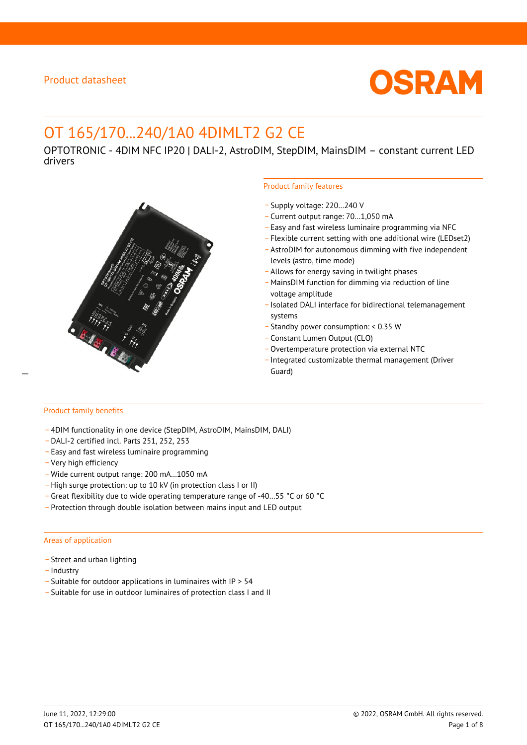Product datasheet

# OT 165/170…240/1A0 4DIMLT2 G2 CE

OPTOTRONIC - 4DIM NFC IP20 | DALI-2, AstroDIM, StepDIM, MainsDIM – constant current LED drivers

## Product family features

- Supply voltage: 220…240 V
- Current output range: 70…1,050 mA
- Easy and fast wireless luminaire programming via NFC
- Flexible current setting with one additional wire (LEDset2)
- AstroDIM for autonomous dimming with five independent levels (astro, time mode)
- Allows for energy saving in twilight phases
- MainsDIM function for dimming via reduction of line voltage amplitude
- Isolated DALI interface for bidirectional telemanagement systems
- Standby power consumption: < 0.35 W
- Constant Lumen Output (CLO)
- Overtemperature protection via external NTC
- Integrated customizable thermal management (Driver Guard)

## Product family benefits

- 4DIM functionality in one device (StepDIM, AstroDIM, MainsDIM, DALI)
- DALI-2 certified incl. Parts 251, 252, 253
- Easy and fast wireless luminaire programming
- Very high efficiency
- Wide current output range: 200 mA…1050 mA
- High surge protection: up to 10 kV (in protection class I or II)
- Great flexibility due to wide operating temperature range of -40…55 °C or 60 °C
- Protection through double isolation between mains input and LED output

## Areas of application

- Street and urban lighting
- Industry
- Suitable for outdoor applications in luminaires with IP > 54
- Suitable for use in outdoor luminaires of protection class I and II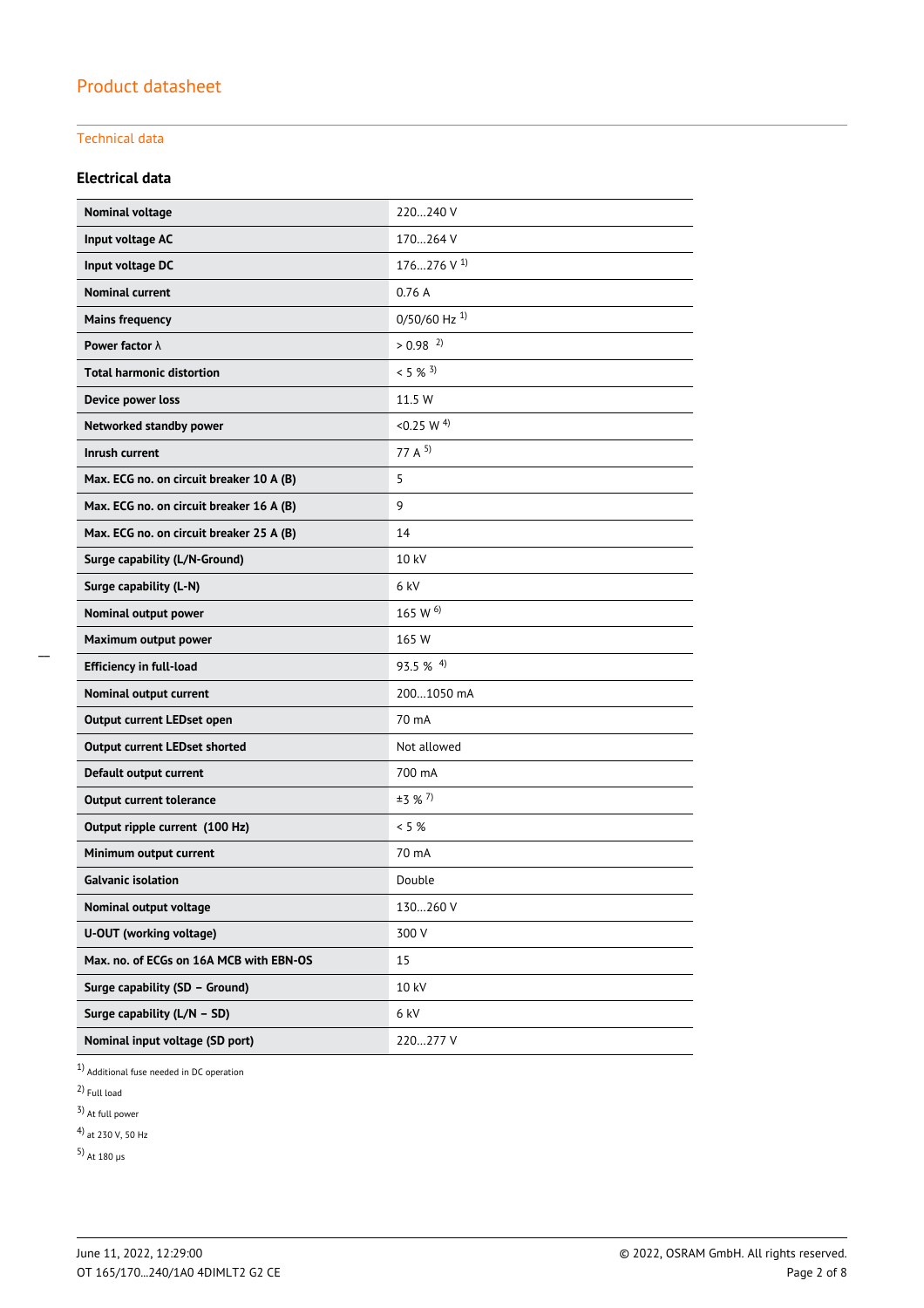Technical data

### Electrical data

| | |
|---|---|
| **Nominal voltage** | 220…240 V |
| **Input voltage AC** | 170…264 V |
| **Input voltage DC** | 176…276 V [1] |
| **Nominal current** | 0.76 A |
| **Mains frequency** | 0/50/60 Hz [1] |
| **Power factor λ** | > 0.98 [2] |
| **Total harmonic distortion** | < 5 % [3] |
| **Device power loss** | 11.5 W |
| **Networked standby power** | <0.25 W [4] |
| **Inrush current** | 77 A [5] |
| **Max. ECG no. on circuit breaker 10 A (B)** | 5 |
| **Max. ECG no. on circuit breaker 16 A (B)** | 9 |
| **Max. ECG no. on circuit breaker 25 A (B)** | 14 |
| **Surge capability (L/N-Ground)** | 10 kV |
| **Surge capability (L-N)** | 6 kV |
| **Nominal output power** | 165 W [6] |
| **Maximum output power** | 165 W |
| **Efficiency in full-load** | 93.5 % [4] |
| **Nominal output current** | 200…1050 mA |
| **Output current LEDset open** | 70 mA |
| **Output current LEDset shorted** | Not allowed |
| **Default output current** | 700 mA |
| **Output current tolerance** | ±3 % [7] |
| **Output ripple current (100 Hz)** | < 5 % |
| **Minimum output current** | 70 mA |
| **Galvanic isolation** | Double |
| **Nominal output voltage** | 130…260 V |
| **U-OUT (working voltage)** | 300 V |
| **Max. no. of ECGs on 16A MCB with EBN-OS** | 15 |
| **Surge capability (SD – Ground)** | 10 kV |
| **Surge capability (L/N – SD)** | 6 kV |
| **Nominal input voltage (SD port)** | 220…277 V |

[1] Additional fuse needed in DC operation

[2] Full load

[3] At full power

[4] at 230 V, 50 Hz

[5] At 180 μs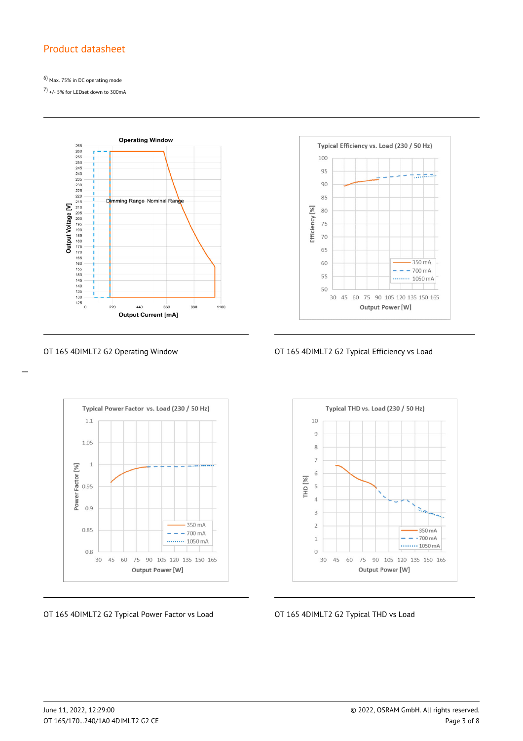6) Max. 75% in DC operating mode

7) +/- 5% for LEDset down to 300mA

OT 165 4DIMLT2 G2 Operating Window

OT 165 4DIMLT2 G2 Typical Efficiency vs Load

OT 165 4DIMLT2 G2 Typical Power Factor vs Load

OT 165 4DIMLT2 G2 Typical THD vs Load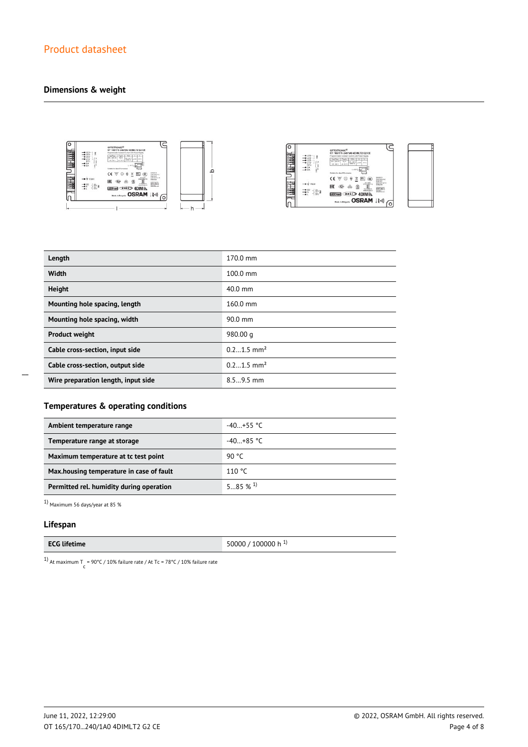Product datasheet

## Dimensions & weight

| | |
|---|---|
| **Length** | 170.0 mm |
| **Width** | 100.0 mm |
| **Height** | 40.0 mm |
| **Mounting hole spacing, length** | 160.0 mm |
| **Mounting hole spacing, width** | 90.0 mm |
| **Product weight** | 980.00 g |
| **Cable cross-section, input side** | 0.2…1.5 $mm^2$ |
| **Cable cross-section, output side** | 0.2…1.5 $mm^2$ |
| **Wire preparation length, input side** | 8.5…9.5 mm |

## Temperatures & operating conditions

| | |
|---|---|
| **Ambient temperature range** | -40…+55 °C |
| **Temperature range at storage** | -40…+85 °C |
| **Maximum temperature at tc test point** | 90 °C |
| **Max.housing temperature in case of fault** | 110 °C |
| **Permitted rel. humidity during operation** | 5…85 % [1] |

[1] Maximum 56 days/year at 85 %

## Lifespan

| | |
|---|---|
| **ECG lifetime** | 50000 / 100000 h [1] |

[1] At maximum $T_c$ = 90°C / 10% failure rate / At Tc = 78°C / 10% failure rate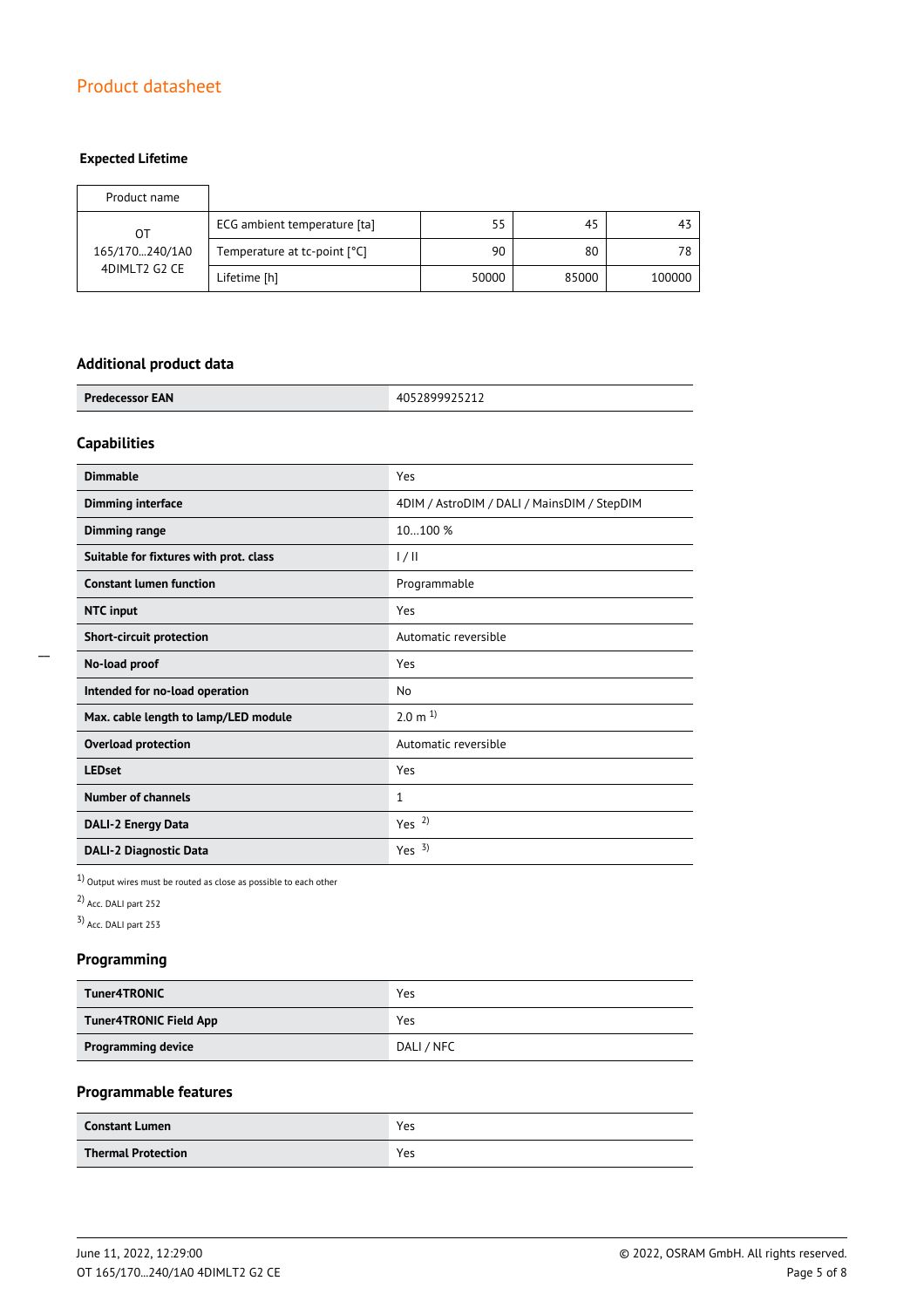### Expected Lifetime

| Product name | | | | |
|---|---|---|---|---|
| OT 165/170…240/1A0 4DIMLT2 G2 CE | ECG ambient temperature [ta] | 55 | 45 | 43 |
| | Temperature at tc-point [°C] | 90 | 80 | 78 |
| | Lifetime [h] | 50000 | 85000 | 100000 |

## Additional product data

| | |
|---|---|
| **Predecessor EAN** | 4052899925212 |

## Capabilities

| | |
|---|---|
| **Dimmable** | Yes |
| **Dimming interface** | 4DIM / AstroDIM / DALI / MainsDIM / StepDIM |
| **Dimming range** | 10…100 % |
| **Suitable for fixtures with prot. class** | I / II |
| **Constant lumen function** | Programmable |
| **NTC input** | Yes |
| **Short-circuit protection** | Automatic reversible |
| **No-load proof** | Yes |
| **Intended for no-load operation** | No |
| **Max. cable length to lamp/LED module** | 2.0 m [1] |
| **Overload protection** | Automatic reversible |
| **LEDset** | Yes |
| **Number of channels** | 1 |
| **DALI-2 Energy Data** | Yes [2] |
| **DALI-2 Diagnostic Data** | Yes [3] |

[1] Output wires must be routed as close as possible to each other

[2] Acc. DALI part 252

[3] Acc. DALI part 253

## Programming

| | |
|---|---|
| **Tuner4TRONIC** | Yes |
| **Tuner4TRONIC Field App** | Yes |
| **Programming device** | DALI / NFC |

## Programmable features

| | |
|---|---|
| **Constant Lumen** | Yes |
| **Thermal Protection** | Yes |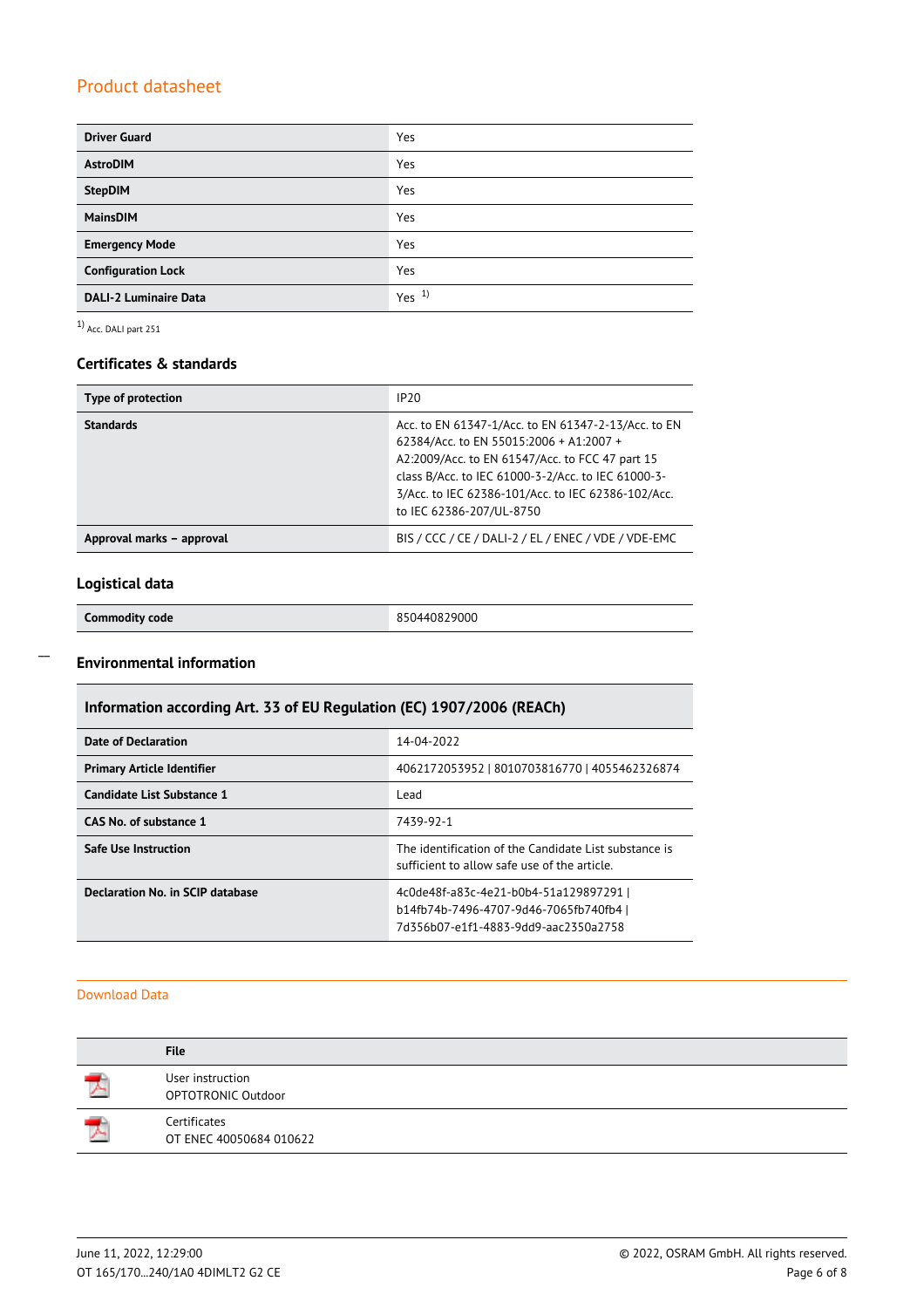| | |
|---|---|
| **Driver Guard** | Yes |
| **AstroDIM** | Yes |
| **StepDIM** | Yes |
| **MainsDIM** | Yes |
| **Emergency Mode** | Yes |
| **Configuration Lock** | Yes |
| **DALI-2 Luminaire Data** | Yes [1] |

[1] Acc. DALI part 251

### Certificates & standards

| | |
|---|---|
| **Type of protection** | IP20 |
| **Standards** | Acc. to EN 61347-1/Acc. to EN 61347-2-13/Acc. to EN 62384/Acc. to EN 55015:2006 + A1:2007 + A2:2009/Acc. to EN 61547/Acc. to FCC 47 part 15 class B/Acc. to IEC 61000-3-2/Acc. to IEC 61000-3-3/Acc. to IEC 62386-101/Acc. to IEC 62386-102/Acc. to IEC 62386-207/UL-8750 |
| **Approval marks – approval** | BIS / CCC / CE / DALI-2 / EL / ENEC / VDE / VDE-EMC |

### Logistical data

| | |
|---|---|
| **Commodity code** | 850440829000 |

### Environmental information

| **Information according Art. 33 of EU Regulation (EC) 1907/2006 (REACh)** | |
|---|---|
| **Date of Declaration** | 14-04-2022 |
| **Primary Article Identifier** | 4062172053952 \| 8010703816770 \| 4055462326874 |
| **Candidate List Substance 1** | Lead |
| **CAS No. of substance 1** | 7439-92-1 |
| **Safe Use Instruction** | The identification of the Candidate List substance is sufficient to allow safe use of the article. |
| **Declaration No. in SCIP database** | 4c0de48f-a83c-4e21-b0b4-51a129897291 \| b14fb74b-7496-4707-9d46-7065fb740fb4 \| 7d356b07-e1f1-4883-9dd9-aac2350a2758 |

## Download Data

| | File |
|---|---|
| | User instruction<br>OPTOTRONIC Outdoor |
| | Certificates<br>OT ENEC 40050684 010622 |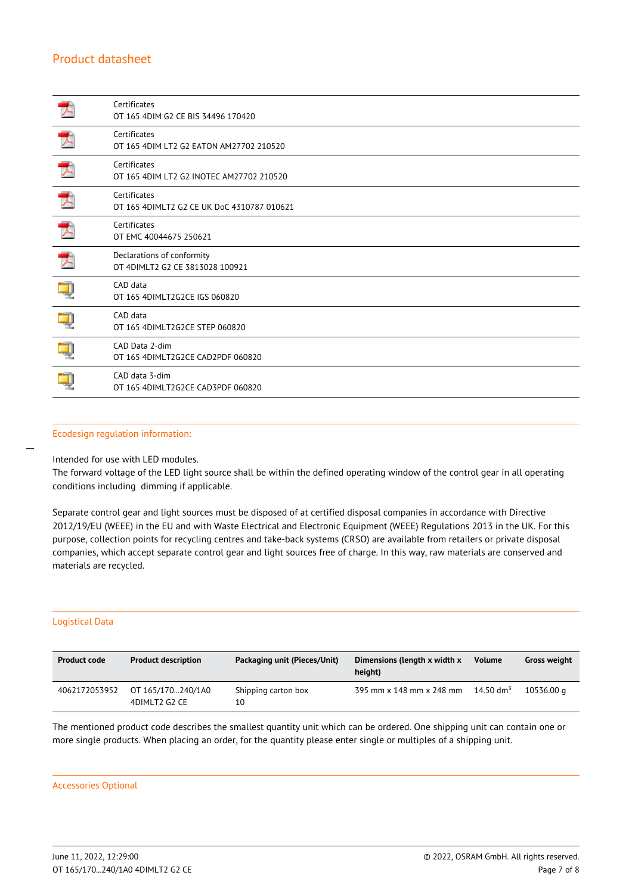| | |
|---|---|
| | Certificates<br>OT 165 4DIM G2 CE BIS 34496 170420 |
| | Certificates<br>OT 165 4DIM LT2 G2 EATON AM27702 210520 |
| | Certificates<br>OT 165 4DIM LT2 G2 INOTEC AM27702 210520 |
| | Certificates<br>OT 165 4DIMLT2 G2 CE UK DoC 4310787 010621 |
| | Certificates<br>OT EMC 40044675 250621 |
| | Declarations of conformity<br>OT 4DIMLT2 G2 CE 3813028 100921 |
| | CAD data<br>OT 165 4DIMLT2G2CE IGS 060820 |
| | CAD data<br>OT 165 4DIMLT2G2CE STEP 060820 |
| | CAD Data 2-dim<br>OT 165 4DIMLT2G2CE CAD2PDF 060820 |
| | CAD data 3-dim<br>OT 165 4DIMLT2G2CE CAD3PDF 060820 |

## Ecodesign regulation information:

Intended for use with LED modules.
The forward voltage of the LED light source shall be within the defined operating window of the control gear in all operating conditions including  dimming if applicable.

Separate control gear and light sources must be disposed of at certified disposal companies in accordance with Directive 2012/19/EU (WEEE) in the EU and with Waste Electrical and Electronic Equipment (WEEE) Regulations 2013 in the UK. For this purpose, collection points for recycling centres and take-back systems (CRSO) are available from retailers or private disposal companies, which accept separate control gear and light sources free of charge. In this way, raw materials are conserved and materials are recycled.

## Logistical Data

| Product code | Product description | Packaging unit (Pieces/Unit) | Dimensions (length x width x height) | Volume | Gross weight |
|---|---|---|---|---|---|
| 4062172053952 | OT 165/170...240/1A0 4DIMLT2 G2 CE | Shipping carton box 10 | 395 mm x 148 mm x 248 mm | 14.50 $dm^3$ | 10536.00 g |

The mentioned product code describes the smallest quantity unit which can be ordered. One shipping unit can contain one or more single products. When placing an order, for the quantity please enter single or multiples of a shipping unit.

## Accessories Optional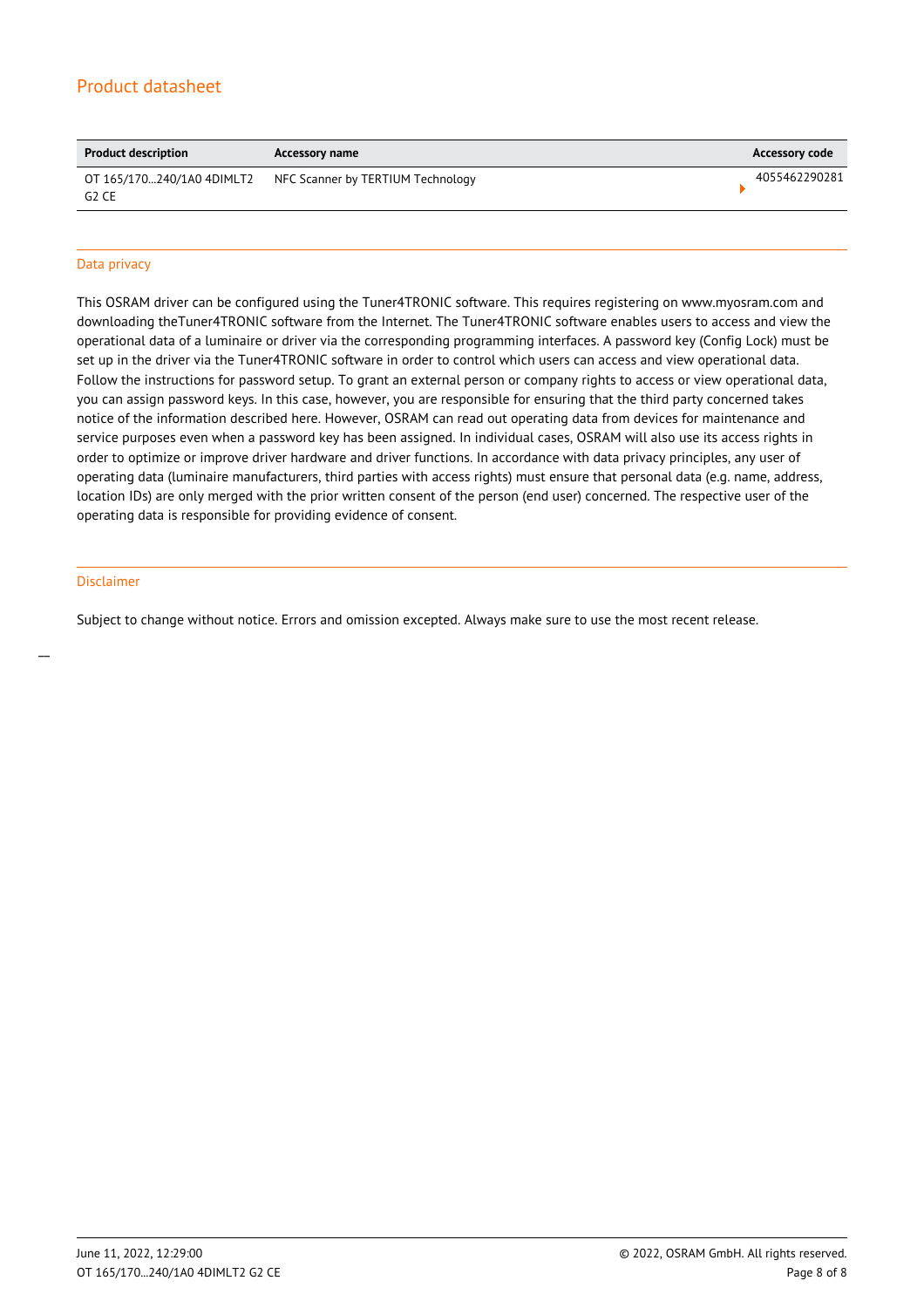| Product description | Accessory name | Accessory code |
|---|---|---|
| OT 165/170...240/1A0 4DIMLT2 G2 CE | NFC Scanner by TERTIUM Technology | 4055462290281 |

## Data privacy

This OSRAM driver can be configured using the Tuner4TRONIC software. This requires registering on www.myosram.com and downloading theTuner4TRONIC software from the Internet. The Tuner4TRONIC software enables users to access and view the operational data of a luminaire or driver via the corresponding programming interfaces. A password key (Config Lock) must be set up in the driver via the Tuner4TRONIC software in order to control which users can access and view operational data. Follow the instructions for password setup. To grant an external person or company rights to access or view operational data, you can assign password keys. In this case, however, you are responsible for ensuring that the third party concerned takes notice of the information described here. However, OSRAM can read out operating data from devices for maintenance and service purposes even when a password key has been assigned. In individual cases, OSRAM will also use its access rights in order to optimize or improve driver hardware and driver functions. In accordance with data privacy principles, any user of operating data (luminaire manufacturers, third parties with access rights) must ensure that personal data (e.g. name, address, location IDs) are only merged with the prior written consent of the person (end user) concerned. The respective user of the operating data is responsible for providing evidence of consent.

## Disclaimer

Subject to change without notice. Errors and omission excepted. Always make sure to use the most recent release.